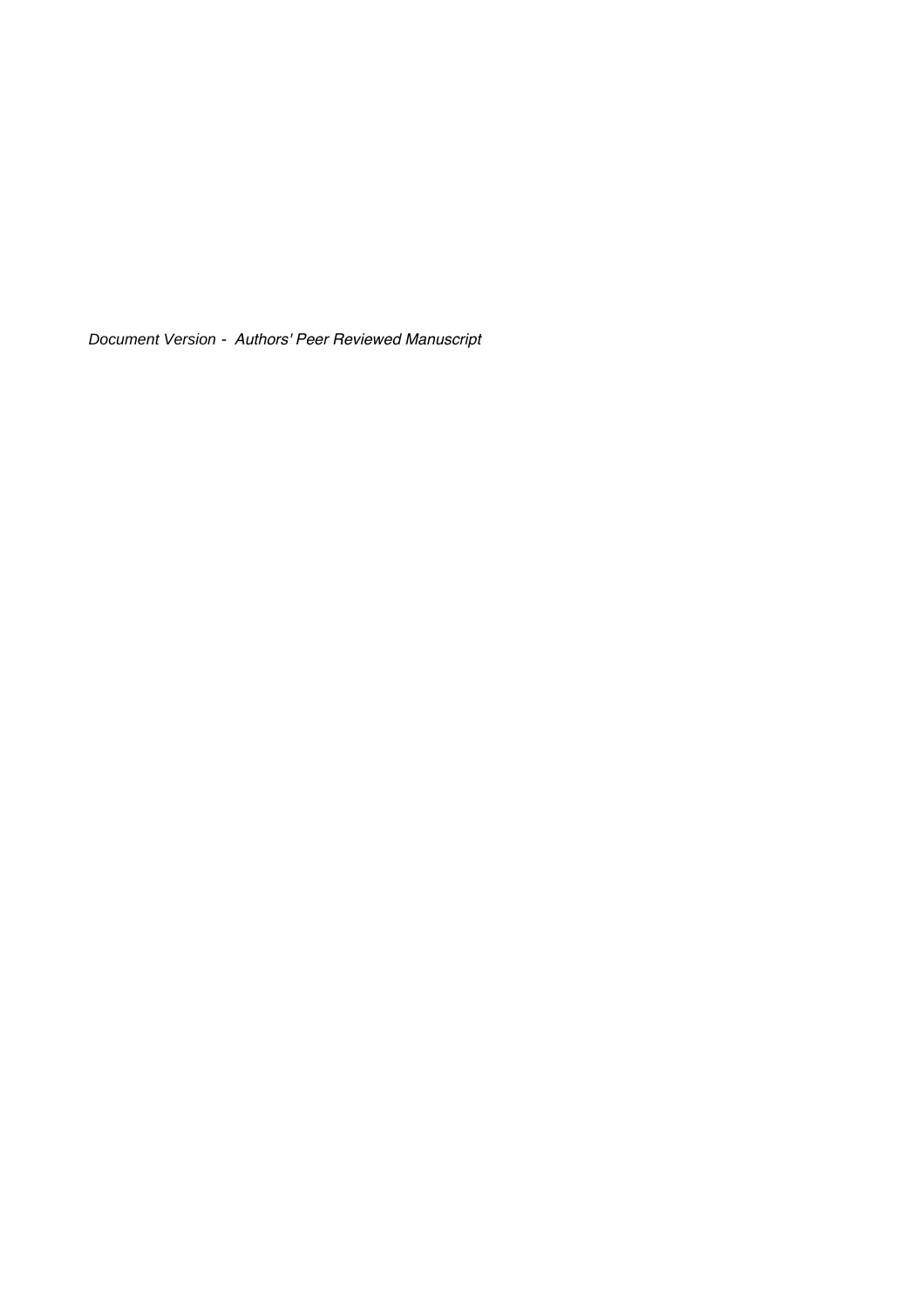*Document Version - Authors' Peer Reviewed Manuscript*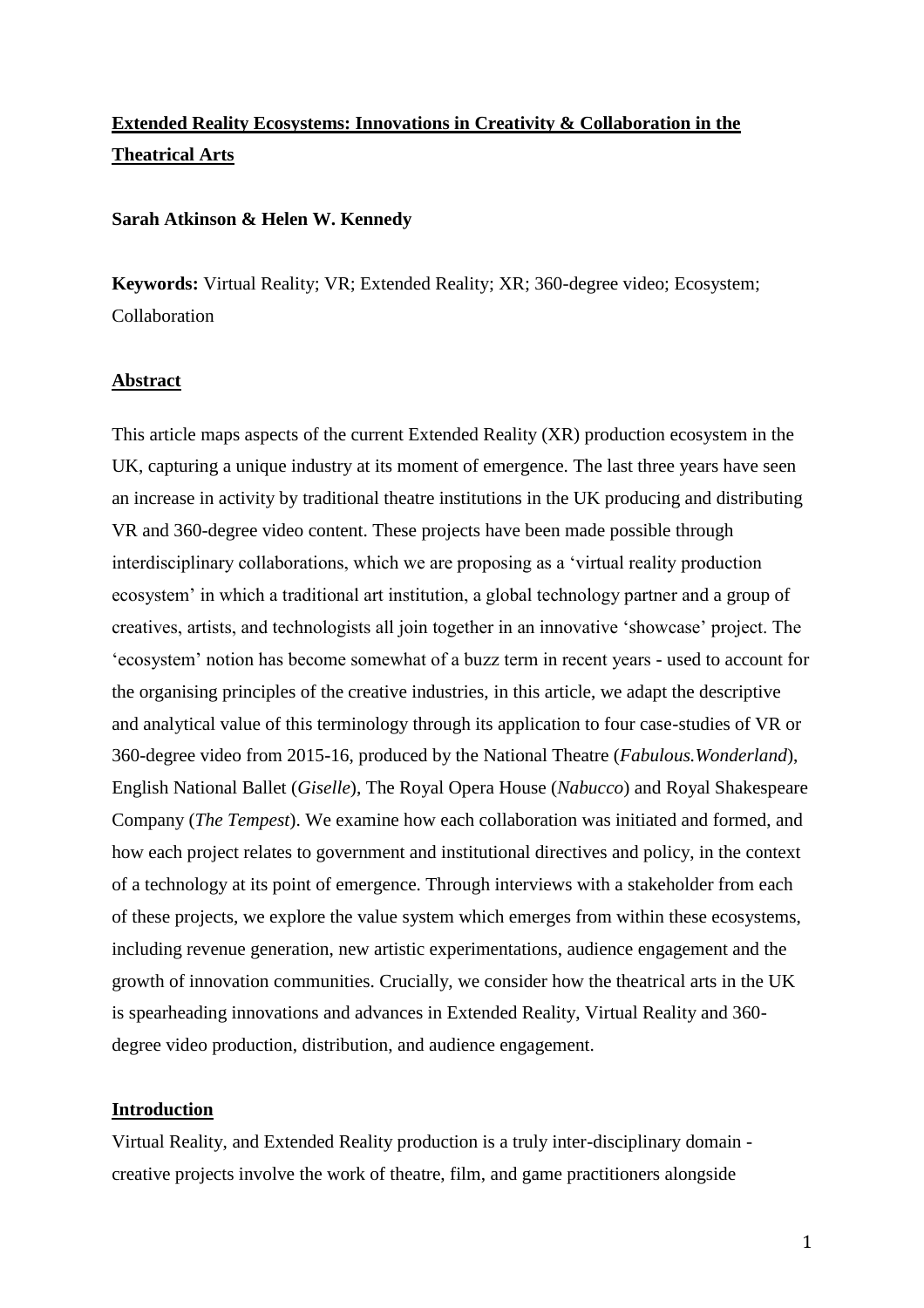# Extended Reality Ecosystems: Innovations in Creativity & Collaboration in the Theatrical Arts

**Sarah Atkinson & Helen W. Kennedy**

**Keywords:** Virtual Reality; VR; Extended Reality; XR; 360-degree video; Ecosystem; Collaboration

## Abstract

This article maps aspects of the current Extended Reality (XR) production ecosystem in the UK, capturing a unique industry at its moment of emergence. The last three years have seen an increase in activity by traditional theatre institutions in the UK producing and distributing VR and 360-degree video content. These projects have been made possible through interdisciplinary collaborations, which we are proposing as a 'virtual reality production ecosystem' in which a traditional art institution, a global technology partner and a group of creatives, artists, and technologists all join together in an innovative 'showcase' project. The 'ecosystem' notion has become somewhat of a buzz term in recent years - used to account for the organising principles of the creative industries, in this article, we adapt the descriptive and analytical value of this terminology through its application to four case-studies of VR or 360-degree video from 2015-16, produced by the National Theatre (*Fabulous.Wonderland*), English National Ballet (*Giselle*), The Royal Opera House (*Nabucco*) and Royal Shakespeare Company (*The Tempest*). We examine how each collaboration was initiated and formed, and how each project relates to government and institutional directives and policy, in the context of a technology at its point of emergence. Through interviews with a stakeholder from each of these projects, we explore the value system which emerges from within these ecosystems, including revenue generation, new artistic experimentations, audience engagement and the growth of innovation communities. Crucially, we consider how the theatrical arts in the UK is spearheading innovations and advances in Extended Reality, Virtual Reality and 360-degree video production, distribution, and audience engagement.

## Introduction

Virtual Reality, and Extended Reality production is a truly inter-disciplinary domain - creative projects involve the work of theatre, film, and game practitioners alongside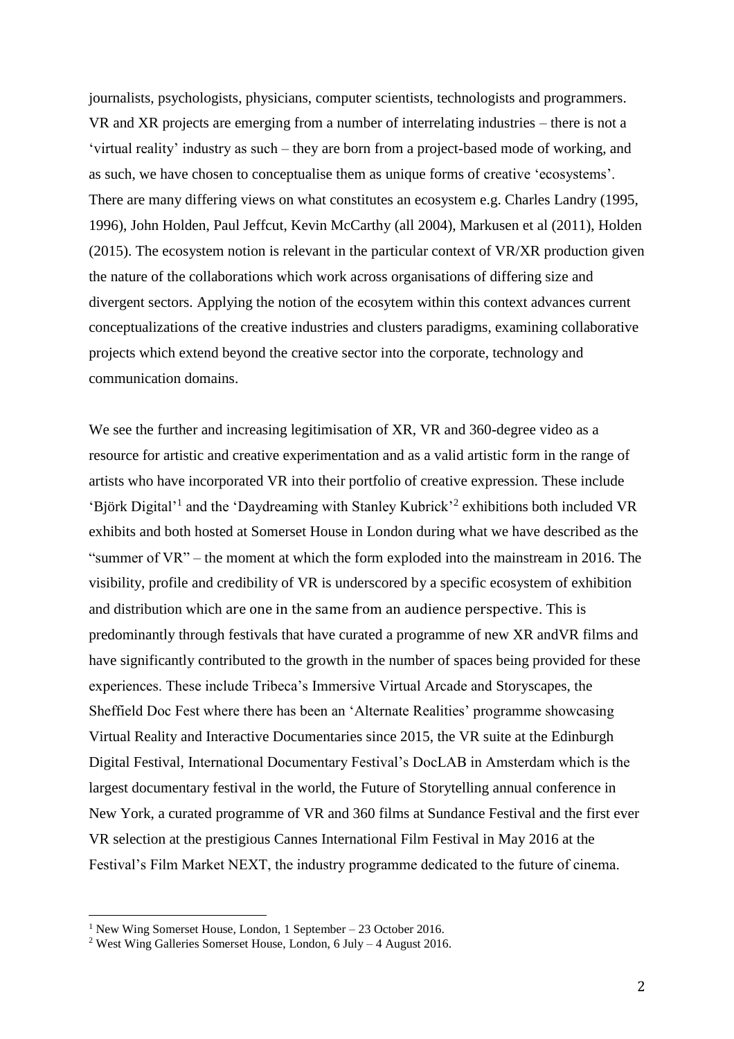journalists, psychologists, physicians, computer scientists, technologists and programmers. VR and XR projects are emerging from a number of interrelating industries – there is not a 'virtual reality' industry as such – they are born from a project-based mode of working, and as such, we have chosen to conceptualise them as unique forms of creative 'ecosystems'. There are many differing views on what constitutes an ecosystem e.g. Charles Landry (1995, 1996), John Holden, Paul Jeffcut, Kevin McCarthy (all 2004), Markusen et al (2011), Holden (2015). The ecosystem notion is relevant in the particular context of VR/XR production given the nature of the collaborations which work across organisations of differing size and divergent sectors. Applying the notion of the ecosytem within this context advances current conceptualizations of the creative industries and clusters paradigms, examining collaborative projects which extend beyond the creative sector into the corporate, technology and communication domains.

We see the further and increasing legitimisation of XR, VR and 360-degree video as a resource for artistic and creative experimentation and as a valid artistic form in the range of artists who have incorporated VR into their portfolio of creative expression. These include 'Björk Digital'[1] and the 'Daydreaming with Stanley Kubrick'[2] exhibitions both included VR exhibits and both hosted at Somerset House in London during what we have described as the "summer of VR" – the moment at which the form exploded into the mainstream in 2016. The visibility, profile and credibility of VR is underscored by a specific ecosystem of exhibition and distribution which are one in the same from an audience perspective. This is predominantly through festivals that have curated a programme of new XR andVR films and have significantly contributed to the growth in the number of spaces being provided for these experiences. These include Tribeca's Immersive Virtual Arcade and Storyscapes, the Sheffield Doc Fest where there has been an 'Alternate Realities' programme showcasing Virtual Reality and Interactive Documentaries since 2015, the VR suite at the Edinburgh Digital Festival, International Documentary Festival's DocLAB in Amsterdam which is the largest documentary festival in the world, the Future of Storytelling annual conference in New York, a curated programme of VR and 360 films at Sundance Festival and the first ever VR selection at the prestigious Cannes International Film Festival in May 2016 at the Festival's Film Market NEXT, the industry programme dedicated to the future of cinema.

[1] New Wing Somerset House, London, 1 September – 23 October 2016.

[2] West Wing Galleries Somerset House, London, 6 July – 4 August 2016.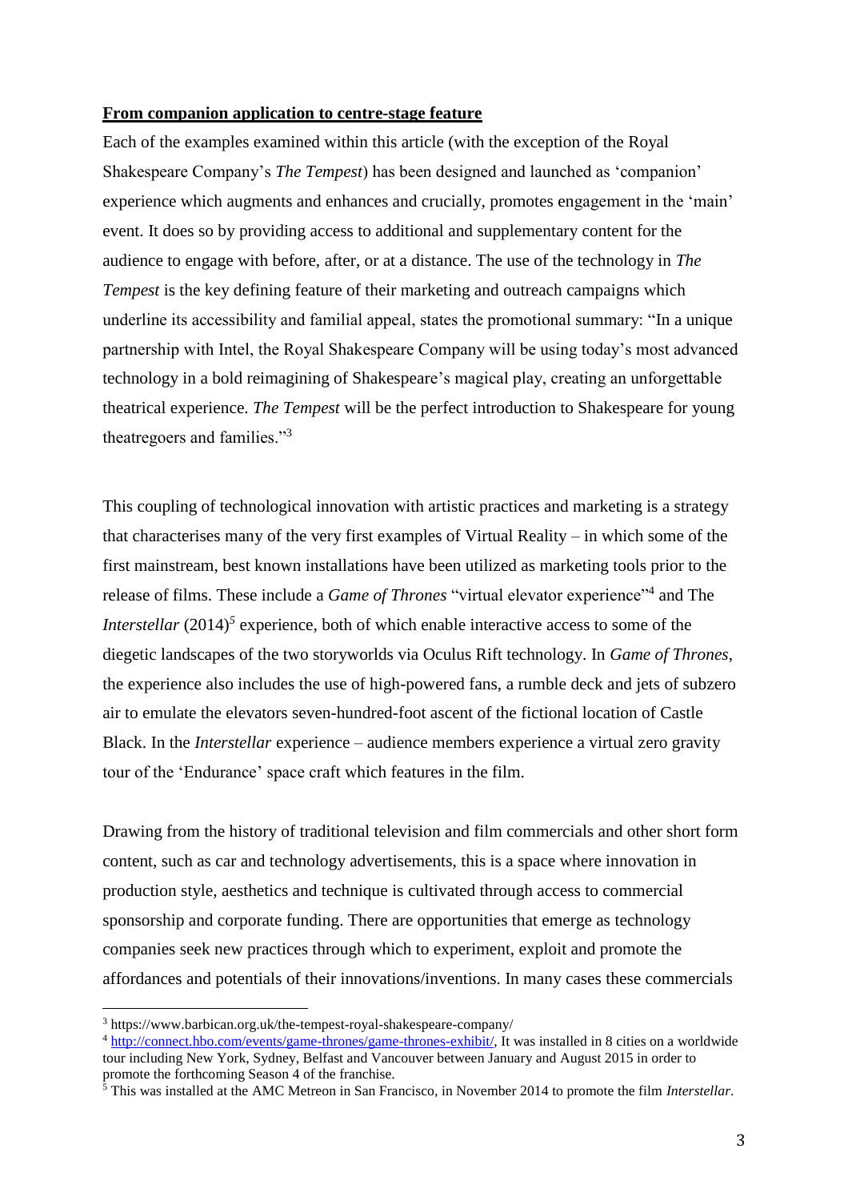**From companion application to centre-stage feature**

Each of the examples examined within this article (with the exception of the Royal Shakespeare Company's *The Tempest*) has been designed and launched as 'companion' experience which augments and enhances and crucially, promotes engagement in the 'main' event. It does so by providing access to additional and supplementary content for the audience to engage with before, after, or at a distance. The use of the technology in *The Tempest* is the key defining feature of their marketing and outreach campaigns which underline its accessibility and familial appeal, states the promotional summary: "In a unique partnership with Intel, the Royal Shakespeare Company will be using today's most advanced technology in a bold reimagining of Shakespeare's magical play, creating an unforgettable theatrical experience. *The Tempest* will be the perfect introduction to Shakespeare for young theatregoers and families."[3]

This coupling of technological innovation with artistic practices and marketing is a strategy that characterises many of the very first examples of Virtual Reality – in which some of the first mainstream, best known installations have been utilized as marketing tools prior to the release of films. These include a *Game of Thrones* "virtual elevator experience"[4] and The *Interstellar* (2014)[5] experience, both of which enable interactive access to some of the diegetic landscapes of the two storyworlds via Oculus Rift technology. In *Game of Thrones*, the experience also includes the use of high-powered fans, a rumble deck and jets of subzero air to emulate the elevators seven-hundred-foot ascent of the fictional location of Castle Black. In the *Interstellar* experience – audience members experience a virtual zero gravity tour of the 'Endurance' space craft which features in the film.

Drawing from the history of traditional television and film commercials and other short form content, such as car and technology advertisements, this is a space where innovation in production style, aesthetics and technique is cultivated through access to commercial sponsorship and corporate funding. There are opportunities that emerge as technology companies seek new practices through which to experiment, exploit and promote the affordances and potentials of their innovations/inventions. In many cases these commercials

---

[3] https://www.barbican.org.uk/the-tempest-royal-shakespeare-company/

[4] http://connect.hbo.com/events/game-thrones/game-thrones-exhibit/, It was installed in 8 cities on a worldwide tour including New York, Sydney, Belfast and Vancouver between January and August 2015 in order to promote the forthcoming Season 4 of the franchise.

[5] This was installed at the AMC Metreon in San Francisco, in November 2014 to promote the film *Interstellar*.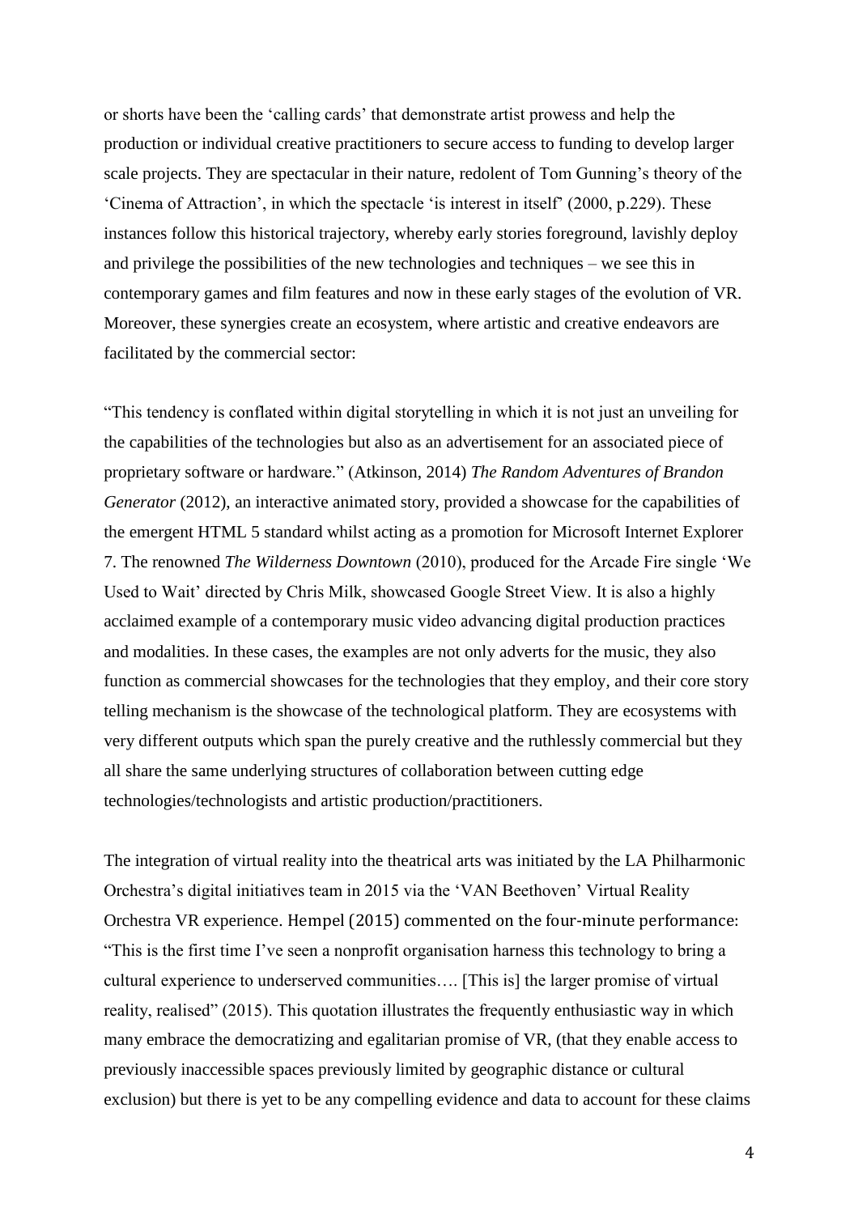or shorts have been the 'calling cards' that demonstrate artist prowess and help the production or individual creative practitioners to secure access to funding to develop larger scale projects. They are spectacular in their nature, redolent of Tom Gunning's theory of the 'Cinema of Attraction', in which the spectacle 'is interest in itself' (2000, p.229). These instances follow this historical trajectory, whereby early stories foreground, lavishly deploy and privilege the possibilities of the new technologies and techniques – we see this in contemporary games and film features and now in these early stages of the evolution of VR. Moreover, these synergies create an ecosystem, where artistic and creative endeavors are facilitated by the commercial sector:

"This tendency is conflated within digital storytelling in which it is not just an unveiling for the capabilities of the technologies but also as an advertisement for an associated piece of proprietary software or hardware." (Atkinson, 2014) *The Random Adventures of Brandon Generator* (2012), an interactive animated story, provided a showcase for the capabilities of the emergent HTML 5 standard whilst acting as a promotion for Microsoft Internet Explorer 7. The renowned *The Wilderness Downtown* (2010), produced for the Arcade Fire single 'We Used to Wait' directed by Chris Milk, showcased Google Street View. It is also a highly acclaimed example of a contemporary music video advancing digital production practices and modalities. In these cases, the examples are not only adverts for the music, they also function as commercial showcases for the technologies that they employ, and their core story telling mechanism is the showcase of the technological platform. They are ecosystems with very different outputs which span the purely creative and the ruthlessly commercial but they all share the same underlying structures of collaboration between cutting edge technologies/technologists and artistic production/practitioners.

The integration of virtual reality into the theatrical arts was initiated by the LA Philharmonic Orchestra's digital initiatives team in 2015 via the 'VAN Beethoven' Virtual Reality Orchestra VR experience. Hempel (2015) commented on the four-minute performance: "This is the first time I've seen a nonprofit organisation harness this technology to bring a cultural experience to underserved communities…. [This is] the larger promise of virtual reality, realised" (2015). This quotation illustrates the frequently enthusiastic way in which many embrace the democratizing and egalitarian promise of VR, (that they enable access to previously inaccessible spaces previously limited by geographic distance or cultural exclusion) but there is yet to be any compelling evidence and data to account for these claims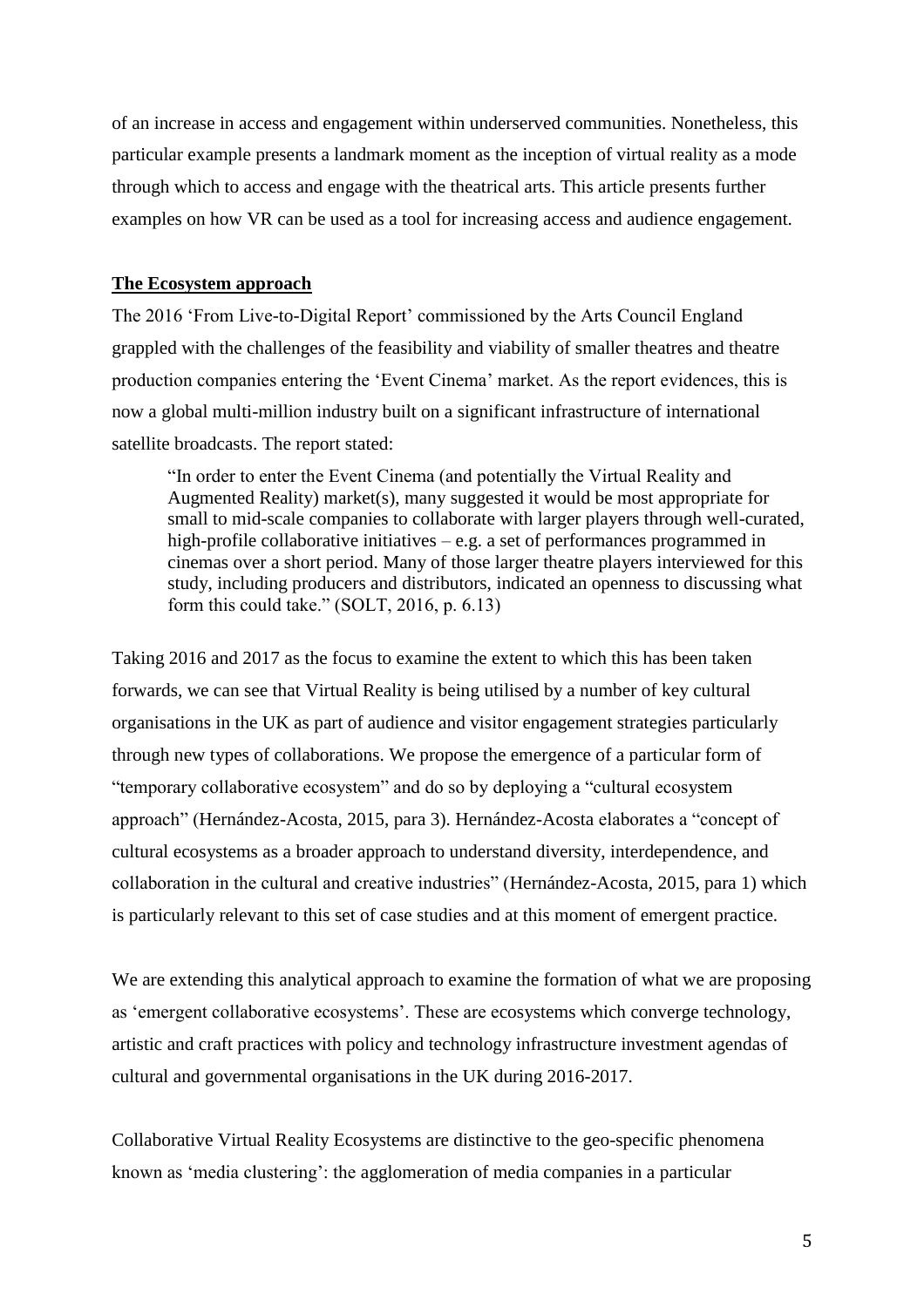of an increase in access and engagement within underserved communities. Nonetheless, this particular example presents a landmark moment as the inception of virtual reality as a mode through which to access and engage with the theatrical arts. This article presents further examples on how VR can be used as a tool for increasing access and audience engagement.

## The Ecosystem approach

The 2016 'From Live-to-Digital Report' commissioned by the Arts Council England grappled with the challenges of the feasibility and viability of smaller theatres and theatre production companies entering the 'Event Cinema' market. As the report evidences, this is now a global multi-million industry built on a significant infrastructure of international satellite broadcasts. The report stated:

> "In order to enter the Event Cinema (and potentially the Virtual Reality and Augmented Reality) market(s), many suggested it would be most appropriate for small to mid-scale companies to collaborate with larger players through well-curated, high-profile collaborative initiatives – e.g. a set of performances programmed in cinemas over a short period. Many of those larger theatre players interviewed for this study, including producers and distributors, indicated an openness to discussing what form this could take." (SOLT, 2016, p. 6.13)

Taking 2016 and 2017 as the focus to examine the extent to which this has been taken forwards, we can see that Virtual Reality is being utilised by a number of key cultural organisations in the UK as part of audience and visitor engagement strategies particularly through new types of collaborations. We propose the emergence of a particular form of "temporary collaborative ecosystem" and do so by deploying a "cultural ecosystem approach" (Hernández-Acosta, 2015, para 3). Hernández-Acosta elaborates a "concept of cultural ecosystems as a broader approach to understand diversity, interdependence, and collaboration in the cultural and creative industries" (Hernández-Acosta, 2015, para 1) which is particularly relevant to this set of case studies and at this moment of emergent practice.

We are extending this analytical approach to examine the formation of what we are proposing as 'emergent collaborative ecosystems'. These are ecosystems which converge technology, artistic and craft practices with policy and technology infrastructure investment agendas of cultural and governmental organisations in the UK during 2016-2017.

Collaborative Virtual Reality Ecosystems are distinctive to the geo-specific phenomena known as 'media clustering': the agglomeration of media companies in a particular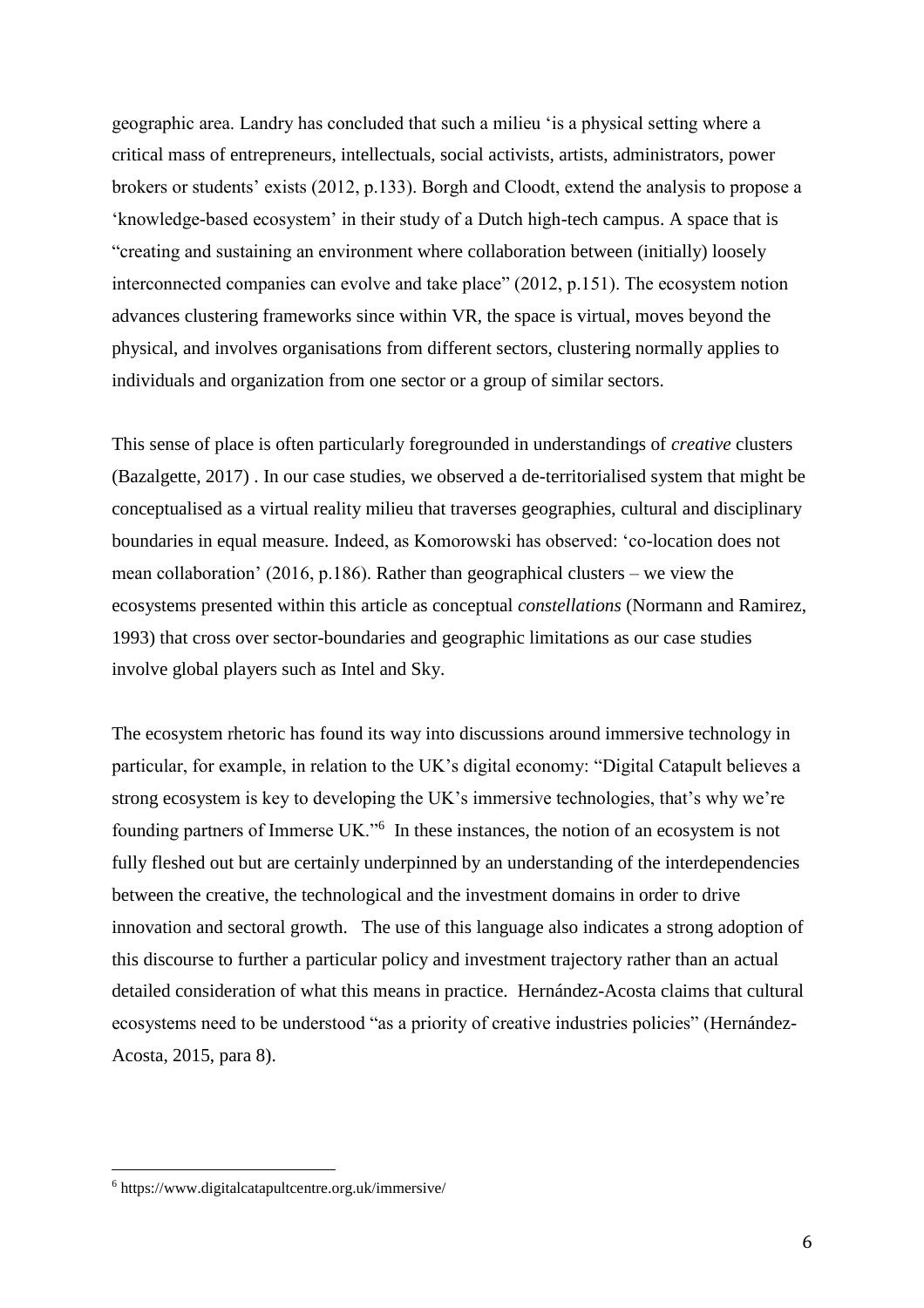geographic area. Landry has concluded that such a milieu 'is a physical setting where a critical mass of entrepreneurs, intellectuals, social activists, artists, administrators, power brokers or students' exists (2012, p.133). Borgh and Cloodt, extend the analysis to propose a 'knowledge-based ecosystem' in their study of a Dutch high-tech campus. A space that is "creating and sustaining an environment where collaboration between (initially) loosely interconnected companies can evolve and take place" (2012, p.151). The ecosystem notion advances clustering frameworks since within VR, the space is virtual, moves beyond the physical, and involves organisations from different sectors, clustering normally applies to individuals and organization from one sector or a group of similar sectors.

This sense of place is often particularly foregrounded in understandings of *creative* clusters (Bazalgette, 2017) . In our case studies, we observed a de-territorialised system that might be conceptualised as a virtual reality milieu that traverses geographies, cultural and disciplinary boundaries in equal measure. Indeed, as Komorowski has observed: 'co-location does not mean collaboration' (2016, p.186). Rather than geographical clusters – we view the ecosystems presented within this article as conceptual *constellations* (Normann and Ramirez, 1993) that cross over sector-boundaries and geographic limitations as our case studies involve global players such as Intel and Sky.

The ecosystem rhetoric has found its way into discussions around immersive technology in particular, for example, in relation to the UK's digital economy: "Digital Catapult believes a strong ecosystem is key to developing the UK's immersive technologies, that's why we're founding partners of Immerse UK."[6] In these instances, the notion of an ecosystem is not fully fleshed out but are certainly underpinned by an understanding of the interdependencies between the creative, the technological and the investment domains in order to drive innovation and sectoral growth. The use of this language also indicates a strong adoption of this discourse to further a particular policy and investment trajectory rather than an actual detailed consideration of what this means in practice. Hernández-Acosta claims that cultural ecosystems need to be understood "as a priority of creative industries policies" (Hernández-Acosta, 2015, para 8).

[6] https://www.digitalcatapultcentre.org.uk/immersive/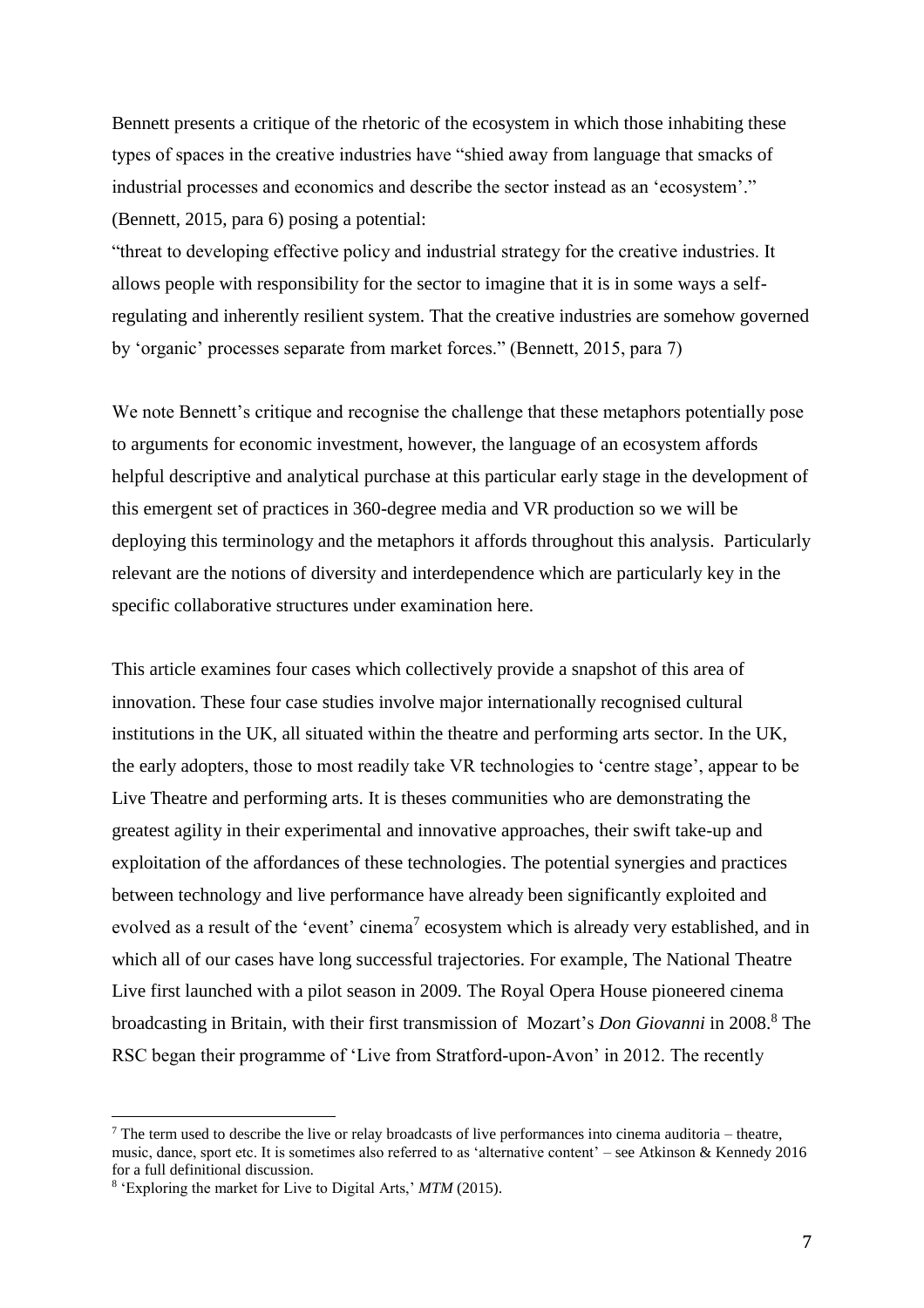Bennett presents a critique of the rhetoric of the ecosystem in which those inhabiting these types of spaces in the creative industries have "shied away from language that smacks of industrial processes and economics and describe the sector instead as an 'ecosystem'." (Bennett, 2015, para 6) posing a potential:

"threat to developing effective policy and industrial strategy for the creative industries. It allows people with responsibility for the sector to imagine that it is in some ways a self-regulating and inherently resilient system. That the creative industries are somehow governed by 'organic' processes separate from market forces." (Bennett, 2015, para 7)

We note Bennett's critique and recognise the challenge that these metaphors potentially pose to arguments for economic investment, however, the language of an ecosystem affords helpful descriptive and analytical purchase at this particular early stage in the development of this emergent set of practices in 360-degree media and VR production so we will be deploying this terminology and the metaphors it affords throughout this analysis. Particularly relevant are the notions of diversity and interdependence which are particularly key in the specific collaborative structures under examination here.

This article examines four cases which collectively provide a snapshot of this area of innovation. These four case studies involve major internationally recognised cultural institutions in the UK, all situated within the theatre and performing arts sector. In the UK, the early adopters, those to most readily take VR technologies to 'centre stage', appear to be Live Theatre and performing arts. It is theses communities who are demonstrating the greatest agility in their experimental and innovative approaches, their swift take-up and exploitation of the affordances of these technologies. The potential synergies and practices between technology and live performance have already been significantly exploited and evolved as a result of the 'event' cinema[7] ecosystem which is already very established, and in which all of our cases have long successful trajectories. For example, The National Theatre Live first launched with a pilot season in 2009. The Royal Opera House pioneered cinema broadcasting in Britain, with their first transmission of Mozart's *Don Giovanni* in 2008.[8] The RSC began their programme of 'Live from Stratford-upon-Avon' in 2012. The recently

---

[7] The term used to describe the live or relay broadcasts of live performances into cinema auditoria – theatre, music, dance, sport etc. It is sometimes also referred to as 'alternative content' – see Atkinson & Kennedy 2016 for a full definitional discussion.

[8] 'Exploring the market for Live to Digital Arts,' *MTM* (2015).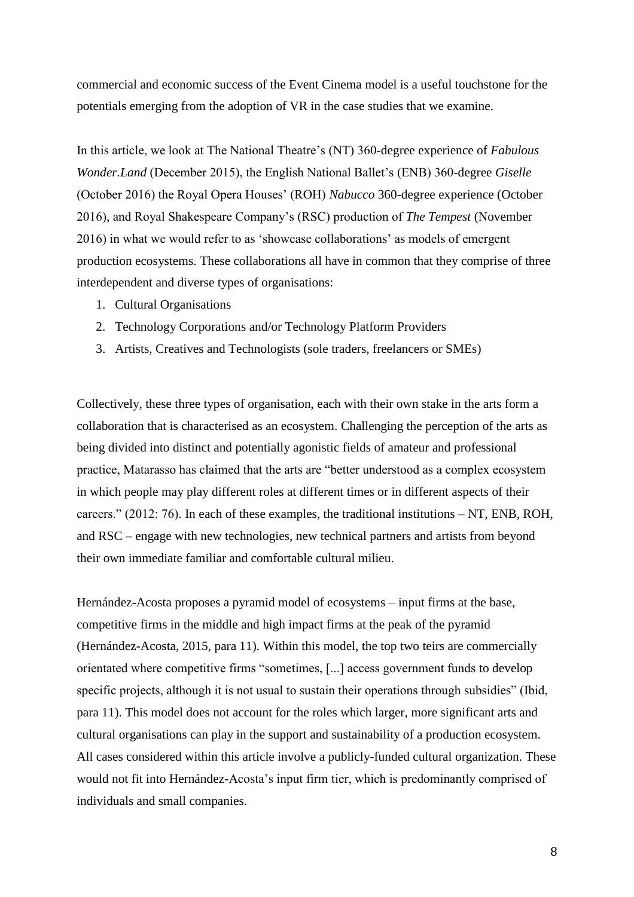commercial and economic success of the Event Cinema model is a useful touchstone for the potentials emerging from the adoption of VR in the case studies that we examine.

In this article, we look at The National Theatre's (NT) 360-degree experience of *Fabulous Wonder.Land* (December 2015), the English National Ballet's (ENB) 360-degree *Giselle* (October 2016) the Royal Opera Houses' (ROH) *Nabucco* 360-degree experience (October 2016), and Royal Shakespeare Company's (RSC) production of *The Tempest* (November 2016) in what we would refer to as 'showcase collaborations' as models of emergent production ecosystems. These collaborations all have in common that they comprise of three interdependent and diverse types of organisations:

1. Cultural Organisations
2. Technology Corporations and/or Technology Platform Providers
3. Artists, Creatives and Technologists (sole traders, freelancers or SMEs)

Collectively, these three types of organisation, each with their own stake in the arts form a collaboration that is characterised as an ecosystem. Challenging the perception of the arts as being divided into distinct and potentially agonistic fields of amateur and professional practice, Matarasso has claimed that the arts are "better understood as a complex ecosystem in which people may play different roles at different times or in different aspects of their careers." (2012: 76). In each of these examples, the traditional institutions – NT, ENB, ROH, and RSC – engage with new technologies, new technical partners and artists from beyond their own immediate familiar and comfortable cultural milieu.

Hernández-Acosta proposes a pyramid model of ecosystems – input firms at the base, competitive firms in the middle and high impact firms at the peak of the pyramid (Hernández-Acosta, 2015, para 11). Within this model, the top two teirs are commercially orientated where competitive firms "sometimes, [...] access government funds to develop specific projects, although it is not usual to sustain their operations through subsidies" (Ibid, para 11). This model does not account for the roles which larger, more significant arts and cultural organisations can play in the support and sustainability of a production ecosystem. All cases considered within this article involve a publicly-funded cultural organization. These would not fit into Hernández-Acosta's input firm tier, which is predominantly comprised of individuals and small companies.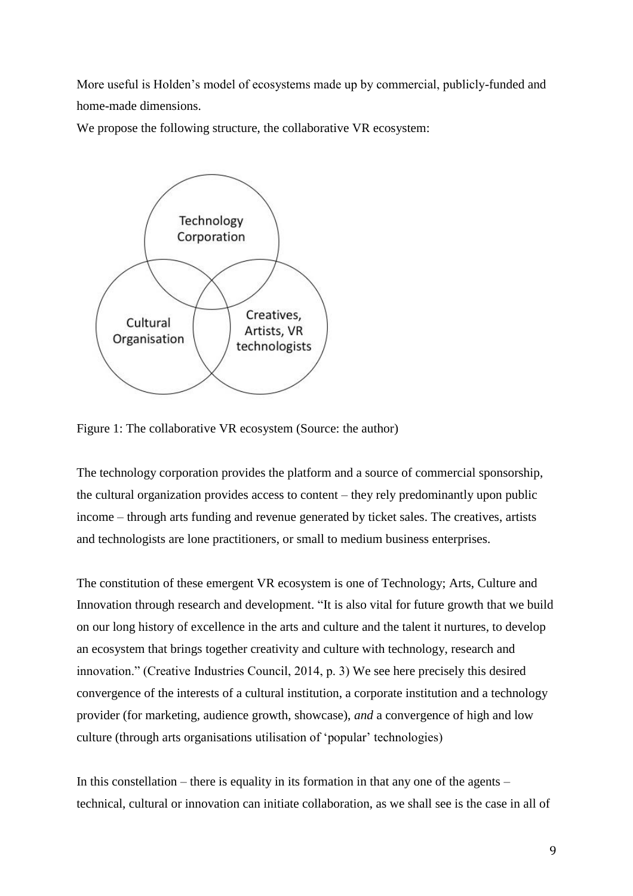More useful is Holden's model of ecosystems made up by commercial, publicly-funded and home-made dimensions.

We propose the following structure, the collaborative VR ecosystem:

Figure 1: The collaborative VR ecosystem (Source: the author)

The technology corporation provides the platform and a source of commercial sponsorship, the cultural organization provides access to content – they rely predominantly upon public income – through arts funding and revenue generated by ticket sales. The creatives, artists and technologists are lone practitioners, or small to medium business enterprises.

The constitution of these emergent VR ecosystem is one of Technology; Arts, Culture and Innovation through research and development. "It is also vital for future growth that we build on our long history of excellence in the arts and culture and the talent it nurtures, to develop an ecosystem that brings together creativity and culture with technology, research and innovation." (Creative Industries Council, 2014, p. 3) We see here precisely this desired convergence of the interests of a cultural institution, a corporate institution and a technology provider (for marketing, audience growth, showcase), *and* a convergence of high and low culture (through arts organisations utilisation of 'popular' technologies)

In this constellation – there is equality in its formation in that any one of the agents – technical, cultural or innovation can initiate collaboration, as we shall see is the case in all of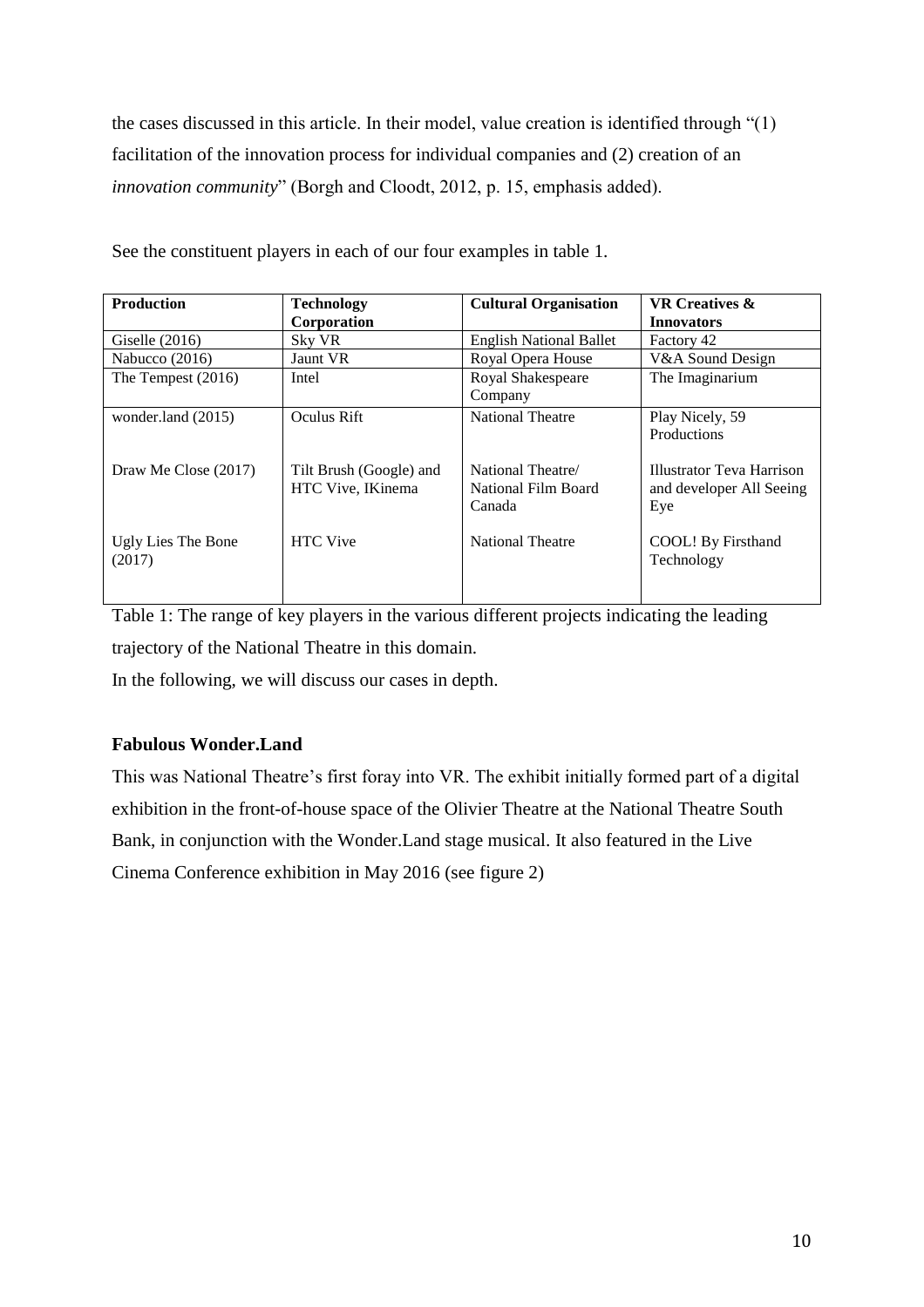the cases discussed in this article. In their model, value creation is identified through "(1) facilitation of the innovation process for individual companies and (2) creation of an *innovation community*" (Borgh and Cloodt, 2012, p. 15, emphasis added).

See the constituent players in each of our four examples in table 1.

| **Production** | **Technology Corporation** | **Cultural Organisation** | **VR Creatives & Innovators** |
|---|---|---|---|
| Giselle (2016) | Sky VR | English National Ballet | Factory 42 |
| Nabucco (2016) | Jaunt VR | Royal Opera House | V&A Sound Design |
| The Tempest (2016) | Intel | Royal Shakespeare Company | The Imaginarium |
| wonder.land (2015) | Oculus Rift | National Theatre | Play Nicely, 59 Productions |
| Draw Me Close (2017) | Tilt Brush (Google) and HTC Vive, IKinema | National Theatre/ National Film Board Canada | Illustrator Teva Harrison and developer All Seeing Eye |
| Ugly Lies The Bone (2017) | HTC Vive | National Theatre | COOL! By Firsthand Technology |

Table 1: The range of key players in the various different projects indicating the leading trajectory of the National Theatre in this domain.

In the following, we will discuss our cases in depth.

### Fabulous Wonder.Land

This was National Theatre's first foray into VR. The exhibit initially formed part of a digital exhibition in the front-of-house space of the Olivier Theatre at the National Theatre South Bank, in conjunction with the Wonder.Land stage musical. It also featured in the Live Cinema Conference exhibition in May 2016 (see figure 2)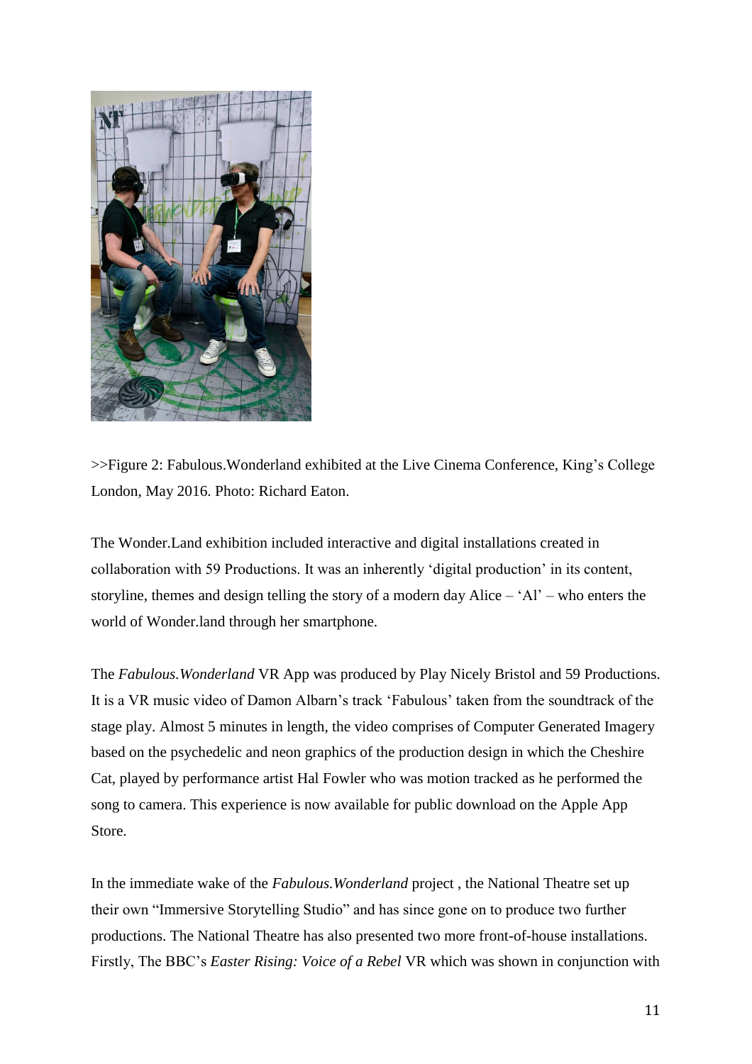>>Figure 2: Fabulous.Wonderland exhibited at the Live Cinema Conference, King's College London, May 2016. Photo: Richard Eaton.

The Wonder.Land exhibition included interactive and digital installations created in collaboration with 59 Productions. It was an inherently 'digital production' in its content, storyline, themes and design telling the story of a modern day Alice – 'Al' – who enters the world of Wonder.land through her smartphone.

The *Fabulous.Wonderland* VR App was produced by Play Nicely Bristol and 59 Productions. It is a VR music video of Damon Albarn's track 'Fabulous' taken from the soundtrack of the stage play. Almost 5 minutes in length, the video comprises of Computer Generated Imagery based on the psychedelic and neon graphics of the production design in which the Cheshire Cat, played by performance artist Hal Fowler who was motion tracked as he performed the song to camera. This experience is now available for public download on the Apple App Store.

In the immediate wake of the *Fabulous.Wonderland* project , the National Theatre set up their own "Immersive Storytelling Studio" and has since gone on to produce two further productions. The National Theatre has also presented two more front-of-house installations. Firstly, The BBC's *Easter Rising: Voice of a Rebel* VR which was shown in conjunction with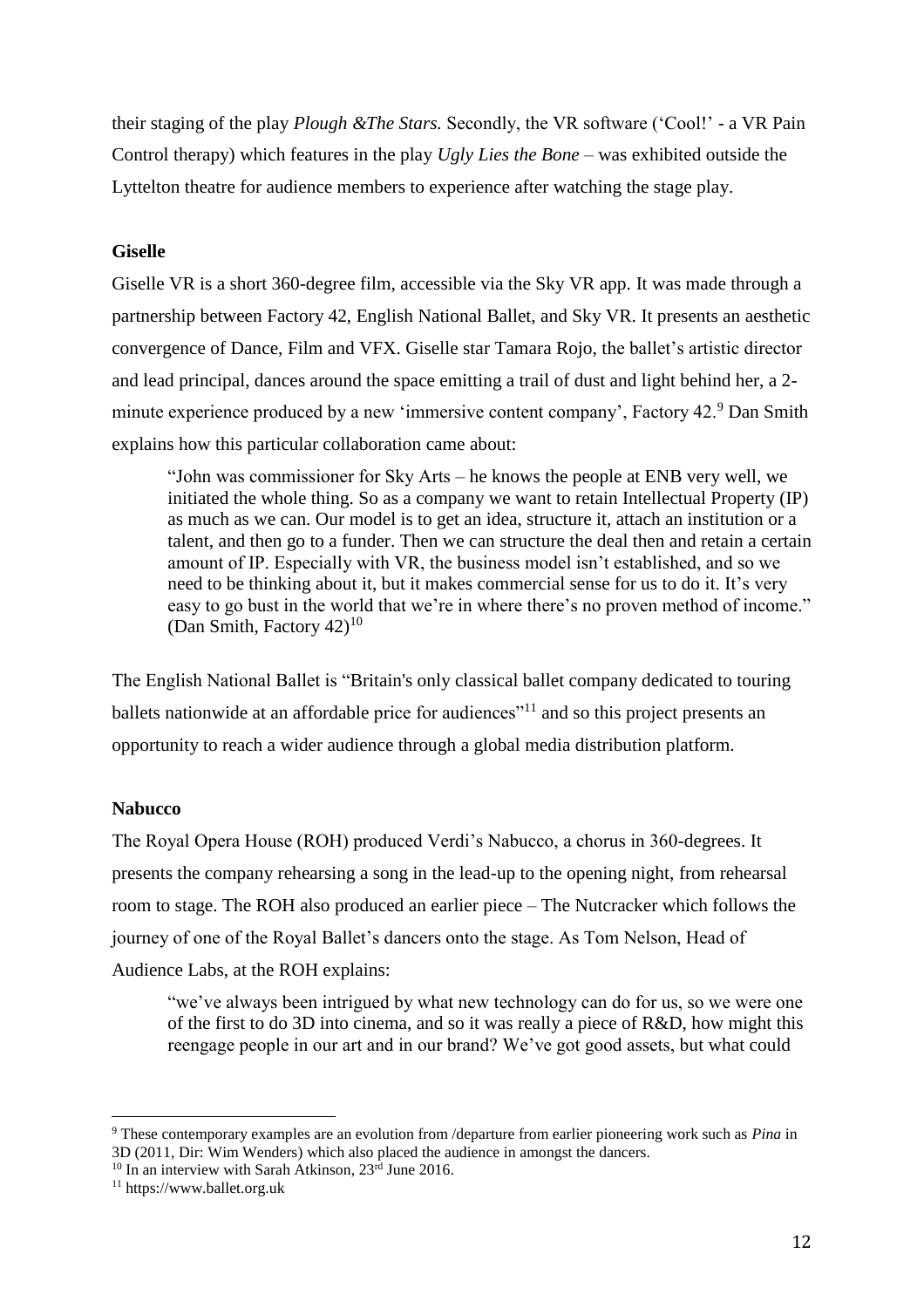their staging of the play *Plough &The Stars.* Secondly, the VR software ('Cool!' - a VR Pain Control therapy) which features in the play *Ugly Lies the Bone* – was exhibited outside the Lyttelton theatre for audience members to experience after watching the stage play.

**Giselle**

Giselle VR is a short 360-degree film, accessible via the Sky VR app. It was made through a partnership between Factory 42, English National Ballet, and Sky VR. It presents an aesthetic convergence of Dance, Film and VFX. Giselle star Tamara Rojo, the ballet's artistic director and lead principal, dances around the space emitting a trail of dust and light behind her, a 2-minute experience produced by a new 'immersive content company', Factory 42.[9] Dan Smith explains how this particular collaboration came about:

> "John was commissioner for Sky Arts – he knows the people at ENB very well, we initiated the whole thing. So as a company we want to retain Intellectual Property (IP) as much as we can. Our model is to get an idea, structure it, attach an institution or a talent, and then go to a funder. Then we can structure the deal then and retain a certain amount of IP. Especially with VR, the business model isn't established, and so we need to be thinking about it, but it makes commercial sense for us to do it. It's very easy to go bust in the world that we're in where there's no proven method of income." (Dan Smith, Factory 42)[10]

The English National Ballet is "Britain's only classical ballet company dedicated to touring ballets nationwide at an affordable price for audiences"[11] and so this project presents an opportunity to reach a wider audience through a global media distribution platform.

**Nabucco**

The Royal Opera House (ROH) produced Verdi's Nabucco, a chorus in 360-degrees. It presents the company rehearsing a song in the lead-up to the opening night, from rehearsal room to stage. The ROH also produced an earlier piece – The Nutcracker which follows the journey of one of the Royal Ballet's dancers onto the stage. As Tom Nelson, Head of Audience Labs, at the ROH explains:

> "we've always been intrigued by what new technology can do for us, so we were one of the first to do 3D into cinema, and so it was really a piece of R&D, how might this reengage people in our art and in our brand? We've got good assets, but what could

---

[9] These contemporary examples are an evolution from /departure from earlier pioneering work such as *Pina* in 3D (2011, Dir: Wim Wenders) which also placed the audience in amongst the dancers.

[10] In an interview with Sarah Atkinson, 23rd June 2016.

[11] https://www.ballet.org.uk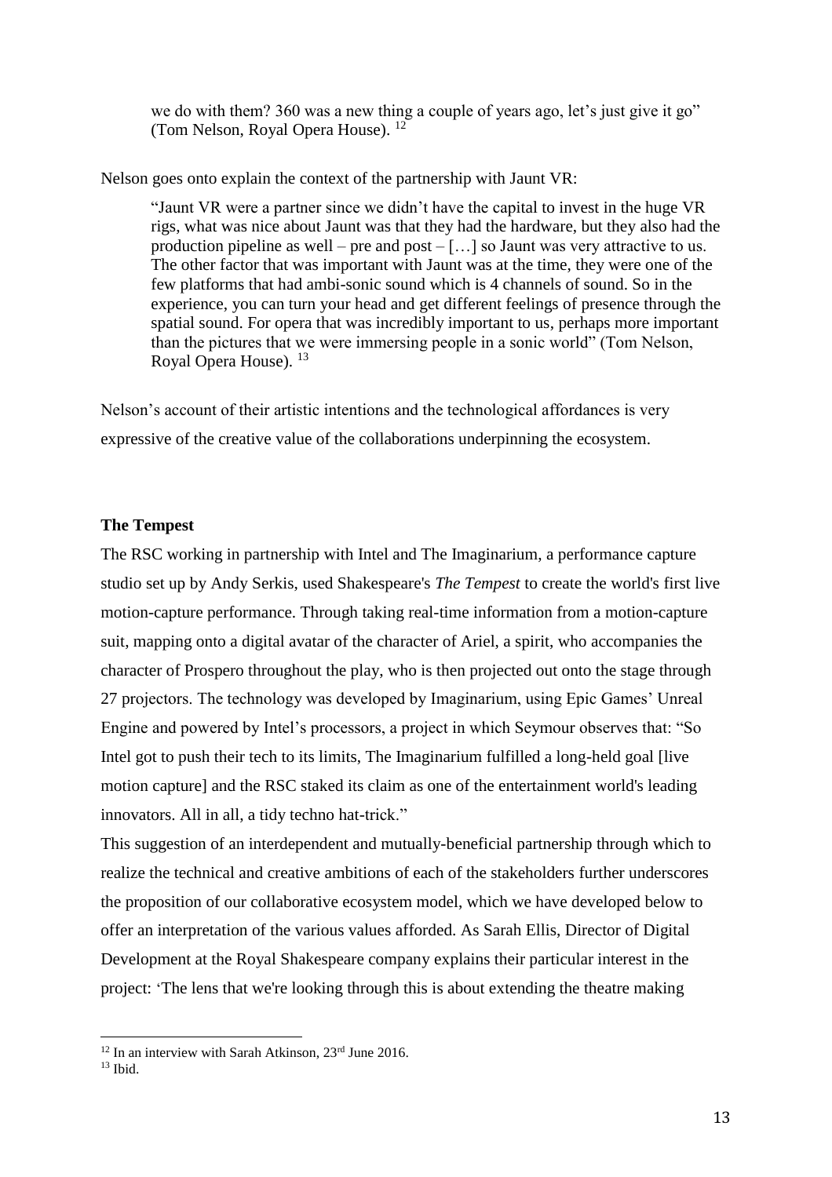> we do with them? 360 was a new thing a couple of years ago, let's just give it go" (Tom Nelson, Royal Opera House). [12]

Nelson goes onto explain the context of the partnership with Jaunt VR:

> "Jaunt VR were a partner since we didn't have the capital to invest in the huge VR rigs, what was nice about Jaunt was that they had the hardware, but they also had the production pipeline as well – pre and post – […] so Jaunt was very attractive to us. The other factor that was important with Jaunt was at the time, they were one of the few platforms that had ambi-sonic sound which is 4 channels of sound. So in the experience, you can turn your head and get different feelings of presence through the spatial sound. For opera that was incredibly important to us, perhaps more important than the pictures that we were immersing people in a sonic world" (Tom Nelson, Royal Opera House). [13]

Nelson's account of their artistic intentions and the technological affordances is very expressive of the creative value of the collaborations underpinning the ecosystem.

**The Tempest**

The RSC working in partnership with Intel and The Imaginarium, a performance capture studio set up by Andy Serkis, used Shakespeare's *The Tempest* to create the world's first live motion-capture performance. Through taking real-time information from a motion-capture suit, mapping onto a digital avatar of the character of Ariel, a spirit, who accompanies the character of Prospero throughout the play, who is then projected out onto the stage through 27 projectors. The technology was developed by Imaginarium, using Epic Games' Unreal Engine and powered by Intel's processors, a project in which Seymour observes that: "So Intel got to push their tech to its limits, The Imaginarium fulfilled a long-held goal [live motion capture] and the RSC staked its claim as one of the entertainment world's leading innovators. All in all, a tidy techno hat-trick."

This suggestion of an interdependent and mutually-beneficial partnership through which to realize the technical and creative ambitions of each of the stakeholders further underscores the proposition of our collaborative ecosystem model, which we have developed below to offer an interpretation of the various values afforded. As Sarah Ellis, Director of Digital Development at the Royal Shakespeare company explains their particular interest in the project: 'The lens that we're looking through this is about extending the theatre making

[12] In an interview with Sarah Atkinson, 23rd June 2016.

[13] Ibid.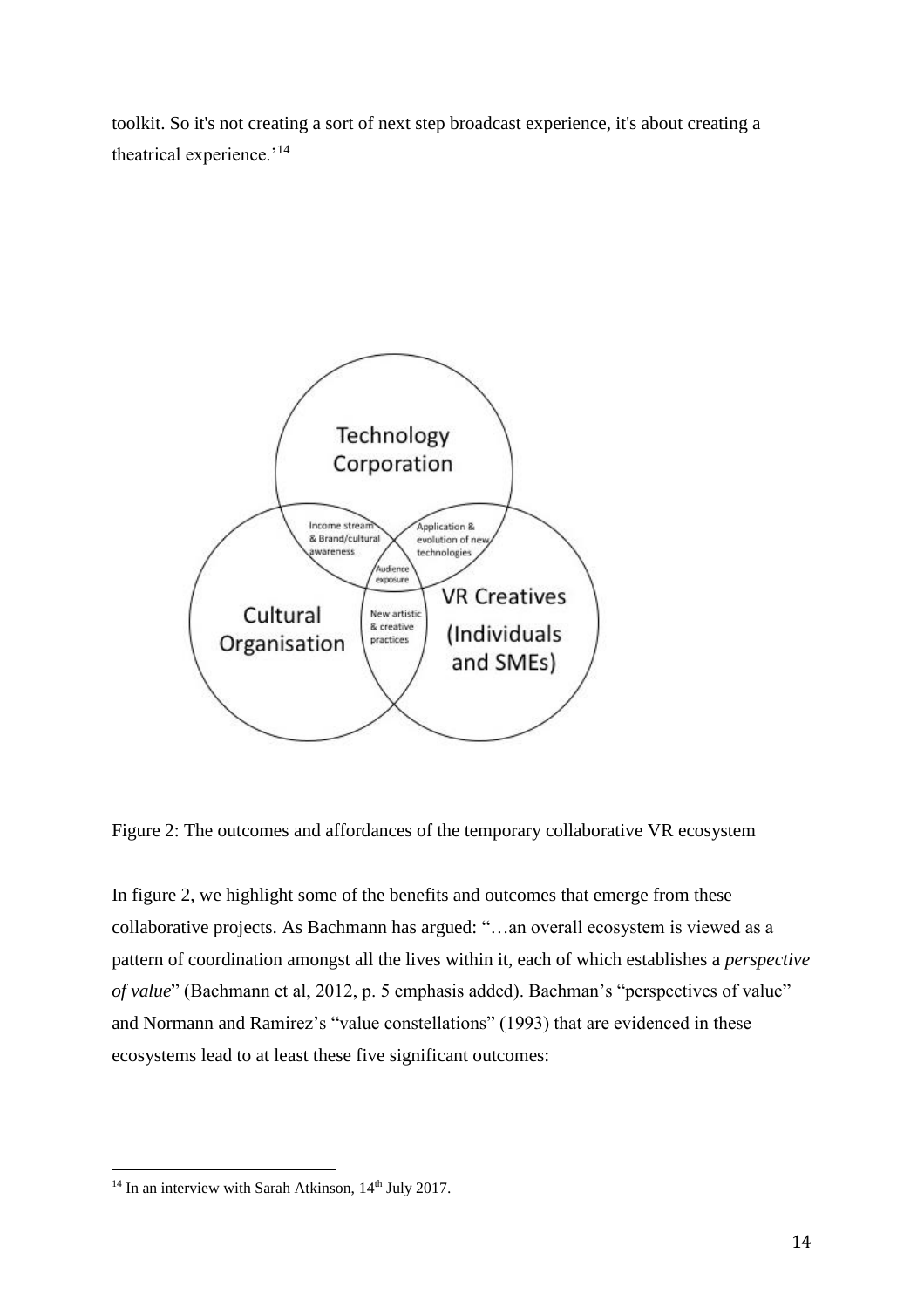toolkit. So it's not creating a sort of next step broadcast experience, it's about creating a theatrical experience.'[14]

Figure 2: The outcomes and affordances of the temporary collaborative VR ecosystem

In figure 2, we highlight some of the benefits and outcomes that emerge from these collaborative projects. As Bachmann has argued: "…an overall ecosystem is viewed as a pattern of coordination amongst all the lives within it, each of which establishes a *perspective of value*" (Bachmann et al, 2012, p. 5 emphasis added). Bachman's "perspectives of value" and Normann and Ramirez's "value constellations" (1993) that are evidenced in these ecosystems lead to at least these five significant outcomes:

[14] In an interview with Sarah Atkinson, 14th July 2017.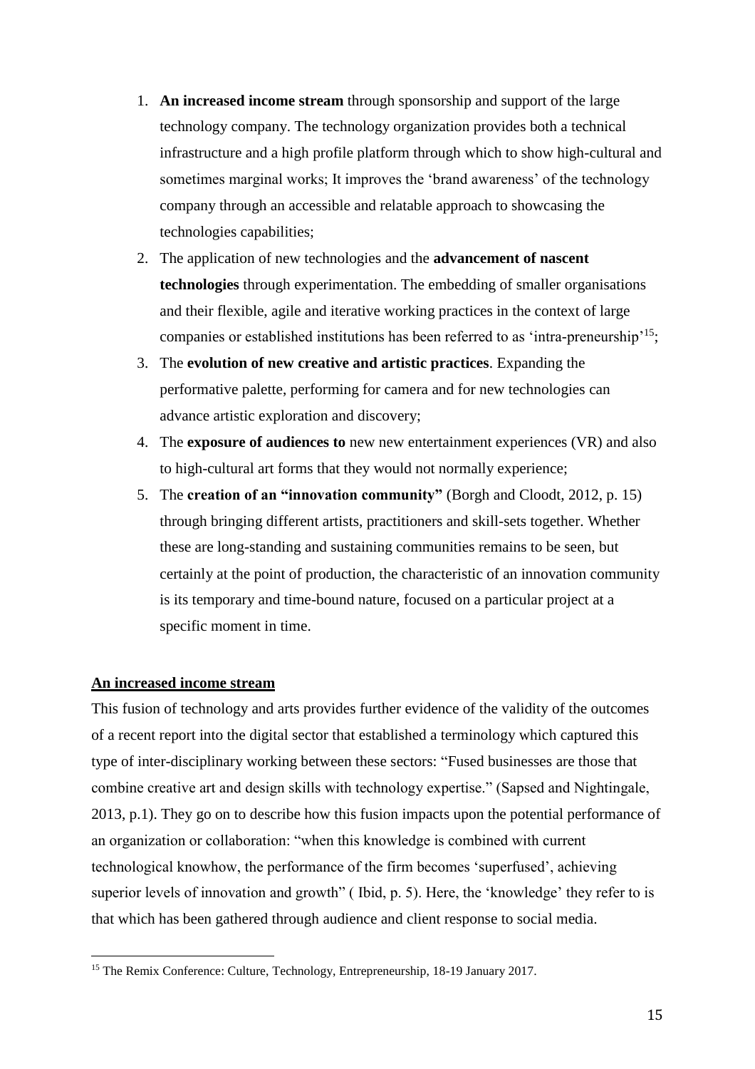1. **An increased income stream** through sponsorship and support of the large technology company. The technology organization provides both a technical infrastructure and a high profile platform through which to show high-cultural and sometimes marginal works; It improves the 'brand awareness' of the technology company through an accessible and relatable approach to showcasing the technologies capabilities;
2. The application of new technologies and the **advancement of nascent technologies** through experimentation. The embedding of smaller organisations and their flexible, agile and iterative working practices in the context of large companies or established institutions has been referred to as 'intra-preneurship'[15];
3. The **evolution of new creative and artistic practices**. Expanding the performative palette, performing for camera and for new technologies can advance artistic exploration and discovery;
4. The **exposure of audiences to** new new entertainment experiences (VR) and also to high-cultural art forms that they would not normally experience;
5. The **creation of an "innovation community"** (Borgh and Cloodt, 2012, p. 15) through bringing different artists, practitioners and skill-sets together. Whether these are long-standing and sustaining communities remains to be seen, but certainly at the point of production, the characteristic of an innovation community is its temporary and time-bound nature, focused on a particular project at a specific moment in time.

**An increased income stream**

This fusion of technology and arts provides further evidence of the validity of the outcomes of a recent report into the digital sector that established a terminology which captured this type of inter-disciplinary working between these sectors: "Fused businesses are those that combine creative art and design skills with technology expertise." (Sapsed and Nightingale, 2013, p.1). They go on to describe how this fusion impacts upon the potential performance of an organization or collaboration: "when this knowledge is combined with current technological knowhow, the performance of the firm becomes 'superfused', achieving superior levels of innovation and growth" ( Ibid, p. 5). Here, the 'knowledge' they refer to is that which has been gathered through audience and client response to social media.

[15] The Remix Conference: Culture, Technology, Entrepreneurship, 18-19 January 2017.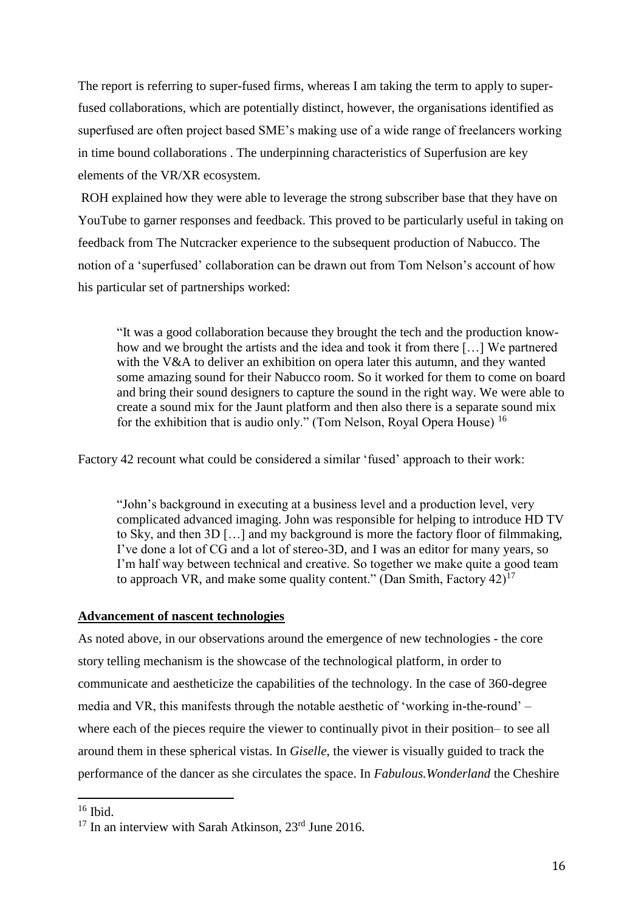The report is referring to super-fused firms, whereas I am taking the term to apply to super-fused collaborations, which are potentially distinct, however, the organisations identified as superfused are often project based SME's making use of a wide range of freelancers working in time bound collaborations . The underpinning characteristics of Superfusion are key elements of the VR/XR ecosystem.

ROH explained how they were able to leverage the strong subscriber base that they have on YouTube to garner responses and feedback. This proved to be particularly useful in taking on feedback from The Nutcracker experience to the subsequent production of Nabucco. The notion of a 'superfused' collaboration can be drawn out from Tom Nelson's account of how his particular set of partnerships worked:

> "It was a good collaboration because they brought the tech and the production know-how and we brought the artists and the idea and took it from there […] We partnered with the V&A to deliver an exhibition on opera later this autumn, and they wanted some amazing sound for their Nabucco room. So it worked for them to come on board and bring their sound designers to capture the sound in the right way. We were able to create a sound mix for the Jaunt platform and then also there is a separate sound mix for the exhibition that is audio only." (Tom Nelson, Royal Opera House) [16]

Factory 42 recount what could be considered a similar 'fused' approach to their work:

> "John's background in executing at a business level and a production level, very complicated advanced imaging. John was responsible for helping to introduce HD TV to Sky, and then 3D […] and my background is more the factory floor of filmmaking, I've done a lot of CG and a lot of stereo-3D, and I was an editor for many years, so I'm half way between technical and creative. So together we make quite a good team to approach VR, and make some quality content." (Dan Smith, Factory 42)[17]

**Advancement of nascent technologies**

As noted above, in our observations around the emergence of new technologies - the core story telling mechanism is the showcase of the technological platform, in order to communicate and aestheticize the capabilities of the technology. In the case of 360-degree media and VR, this manifests through the notable aesthetic of 'working in-the-round' – where each of the pieces require the viewer to continually pivot in their position– to see all around them in these spherical vistas. In *Giselle*, the viewer is visually guided to track the performance of the dancer as she circulates the space. In *Fabulous.Wonderland* the Cheshire

---

[16] Ibid.

[17] In an interview with Sarah Atkinson, 23rd June 2016.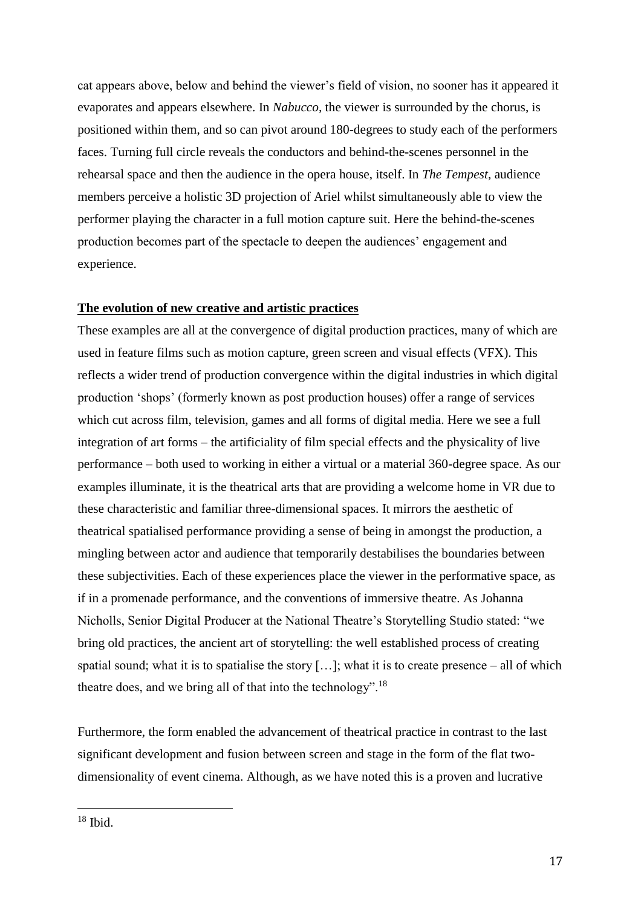cat appears above, below and behind the viewer's field of vision, no sooner has it appeared it evaporates and appears elsewhere. In *Nabucco*, the viewer is surrounded by the chorus, is positioned within them, and so can pivot around 180-degrees to study each of the performers faces. Turning full circle reveals the conductors and behind-the-scenes personnel in the rehearsal space and then the audience in the opera house, itself. In *The Tempest*, audience members perceive a holistic 3D projection of Ariel whilst simultaneously able to view the performer playing the character in a full motion capture suit. Here the behind-the-scenes production becomes part of the spectacle to deepen the audiences' engagement and experience.

**The evolution of new creative and artistic practices**

These examples are all at the convergence of digital production practices, many of which are used in feature films such as motion capture, green screen and visual effects (VFX). This reflects a wider trend of production convergence within the digital industries in which digital production 'shops' (formerly known as post production houses) offer a range of services which cut across film, television, games and all forms of digital media. Here we see a full integration of art forms – the artificiality of film special effects and the physicality of live performance – both used to working in either a virtual or a material 360-degree space. As our examples illuminate, it is the theatrical arts that are providing a welcome home in VR due to these characteristic and familiar three-dimensional spaces. It mirrors the aesthetic of theatrical spatialised performance providing a sense of being in amongst the production, a mingling between actor and audience that temporarily destabilises the boundaries between these subjectivities. Each of these experiences place the viewer in the performative space, as if in a promenade performance, and the conventions of immersive theatre. As Johanna Nicholls, Senior Digital Producer at the National Theatre's Storytelling Studio stated: "we bring old practices, the ancient art of storytelling: the well established process of creating spatial sound; what it is to spatialise the story […]; what it is to create presence – all of which theatre does, and we bring all of that into the technology".[18]

Furthermore, the form enabled the advancement of theatrical practice in contrast to the last significant development and fusion between screen and stage in the form of the flat two-dimensionality of event cinema. Although, as we have noted this is a proven and lucrative

[18] Ibid.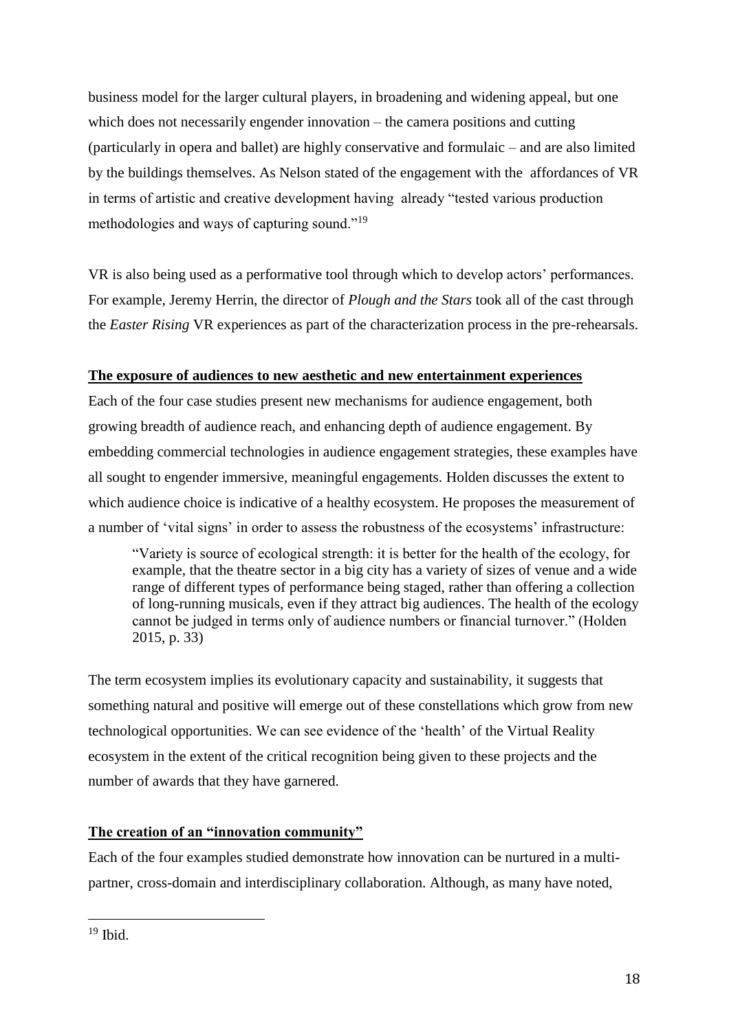business model for the larger cultural players, in broadening and widening appeal, but one which does not necessarily engender innovation – the camera positions and cutting (particularly in opera and ballet) are highly conservative and formulaic – and are also limited by the buildings themselves. As Nelson stated of the engagement with the affordances of VR in terms of artistic and creative development having already "tested various production methodologies and ways of capturing sound."[19]

VR is also being used as a performative tool through which to develop actors' performances. For example, Jeremy Herrin, the director of *Plough and the Stars* took all of the cast through the *Easter Rising* VR experiences as part of the characterization process in the pre-rehearsals.

**The exposure of audiences to new aesthetic and new entertainment experiences**

Each of the four case studies present new mechanisms for audience engagement, both growing breadth of audience reach, and enhancing depth of audience engagement. By embedding commercial technologies in audience engagement strategies, these examples have all sought to engender immersive, meaningful engagements. Holden discusses the extent to which audience choice is indicative of a healthy ecosystem. He proposes the measurement of a number of 'vital signs' in order to assess the robustness of the ecosystems' infrastructure:

> "Variety is source of ecological strength: it is better for the health of the ecology, for example, that the theatre sector in a big city has a variety of sizes of venue and a wide range of different types of performance being staged, rather than offering a collection of long-running musicals, even if they attract big audiences. The health of the ecology cannot be judged in terms only of audience numbers or financial turnover." (Holden 2015, p. 33)

The term ecosystem implies its evolutionary capacity and sustainability, it suggests that something natural and positive will emerge out of these constellations which grow from new technological opportunities. We can see evidence of the 'health' of the Virtual Reality ecosystem in the extent of the critical recognition being given to these projects and the number of awards that they have garnered.

**The creation of an "innovation community"**

Each of the four examples studied demonstrate how innovation can be nurtured in a multi-partner, cross-domain and interdisciplinary collaboration. Although, as many have noted,

[19] Ibid.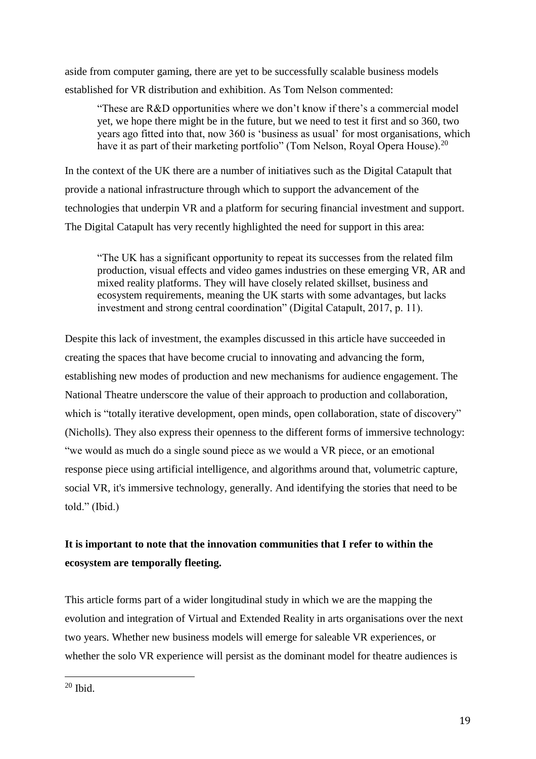aside from computer gaming, there are yet to be successfully scalable business models established for VR distribution and exhibition. As Tom Nelson commented:

> "These are R&D opportunities where we don't know if there's a commercial model yet, we hope there might be in the future, but we need to test it first and so 360, two years ago fitted into that, now 360 is 'business as usual' for most organisations, which have it as part of their marketing portfolio" (Tom Nelson, Royal Opera House).[20]

In the context of the UK there are a number of initiatives such as the Digital Catapult that provide a national infrastructure through which to support the advancement of the technologies that underpin VR and a platform for securing financial investment and support. The Digital Catapult has very recently highlighted the need for support in this area:

> "The UK has a significant opportunity to repeat its successes from the related film production, visual effects and video games industries on these emerging VR, AR and mixed reality platforms. They will have closely related skillset, business and ecosystem requirements, meaning the UK starts with some advantages, but lacks investment and strong central coordination" (Digital Catapult, 2017, p. 11).

Despite this lack of investment, the examples discussed in this article have succeeded in creating the spaces that have become crucial to innovating and advancing the form, establishing new modes of production and new mechanisms for audience engagement. The National Theatre underscore the value of their approach to production and collaboration, which is "totally iterative development, open minds, open collaboration, state of discovery" (Nicholls). They also express their openness to the different forms of immersive technology: "we would as much do a single sound piece as we would a VR piece, or an emotional response piece using artificial intelligence, and algorithms around that, volumetric capture, social VR, it's immersive technology, generally. And identifying the stories that need to be told." (Ibid.)

**It is important to note that the innovation communities that I refer to within the ecosystem are temporally fleeting.**

This article forms part of a wider longitudinal study in which we are the mapping the evolution and integration of Virtual and Extended Reality in arts organisations over the next two years. Whether new business models will emerge for saleable VR experiences, or whether the solo VR experience will persist as the dominant model for theatre audiences is

[20] Ibid.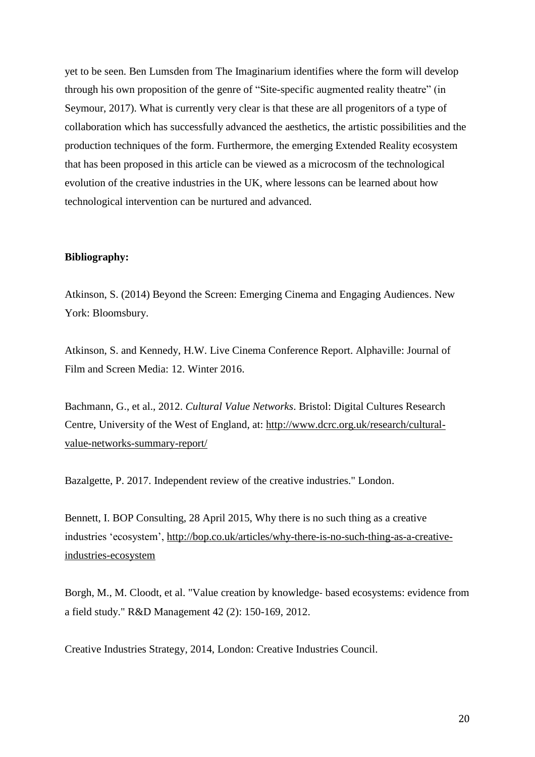yet to be seen. Ben Lumsden from The Imaginarium identifies where the form will develop through his own proposition of the genre of "Site-specific augmented reality theatre" (in Seymour, 2017). What is currently very clear is that these are all progenitors of a type of collaboration which has successfully advanced the aesthetics, the artistic possibilities and the production techniques of the form. Furthermore, the emerging Extended Reality ecosystem that has been proposed in this article can be viewed as a microcosm of the technological evolution of the creative industries in the UK, where lessons can be learned about how technological intervention can be nurtured and advanced.

**Bibliography:**

Atkinson, S. (2014) Beyond the Screen: Emerging Cinema and Engaging Audiences. New York: Bloomsbury.

Atkinson, S. and Kennedy, H.W. Live Cinema Conference Report. Alphaville: Journal of Film and Screen Media: 12. Winter 2016.

Bachmann, G., et al., 2012. *Cultural Value Networks*. Bristol: Digital Cultures Research Centre, University of the West of England, at: http://www.dcrc.org.uk/research/cultural-value-networks-summary-report/

Bazalgette, P. 2017. Independent review of the creative industries." London.

Bennett, I. BOP Consulting, 28 April 2015, Why there is no such thing as a creative industries 'ecosystem', http://bop.co.uk/articles/why-there-is-no-such-thing-as-a-creative-industries-ecosystem

Borgh, M., M. Cloodt, et al. "Value creation by knowledge- based ecosystems: evidence from a field study." R&D Management 42 (2): 150-169, 2012.

Creative Industries Strategy, 2014, London: Creative Industries Council.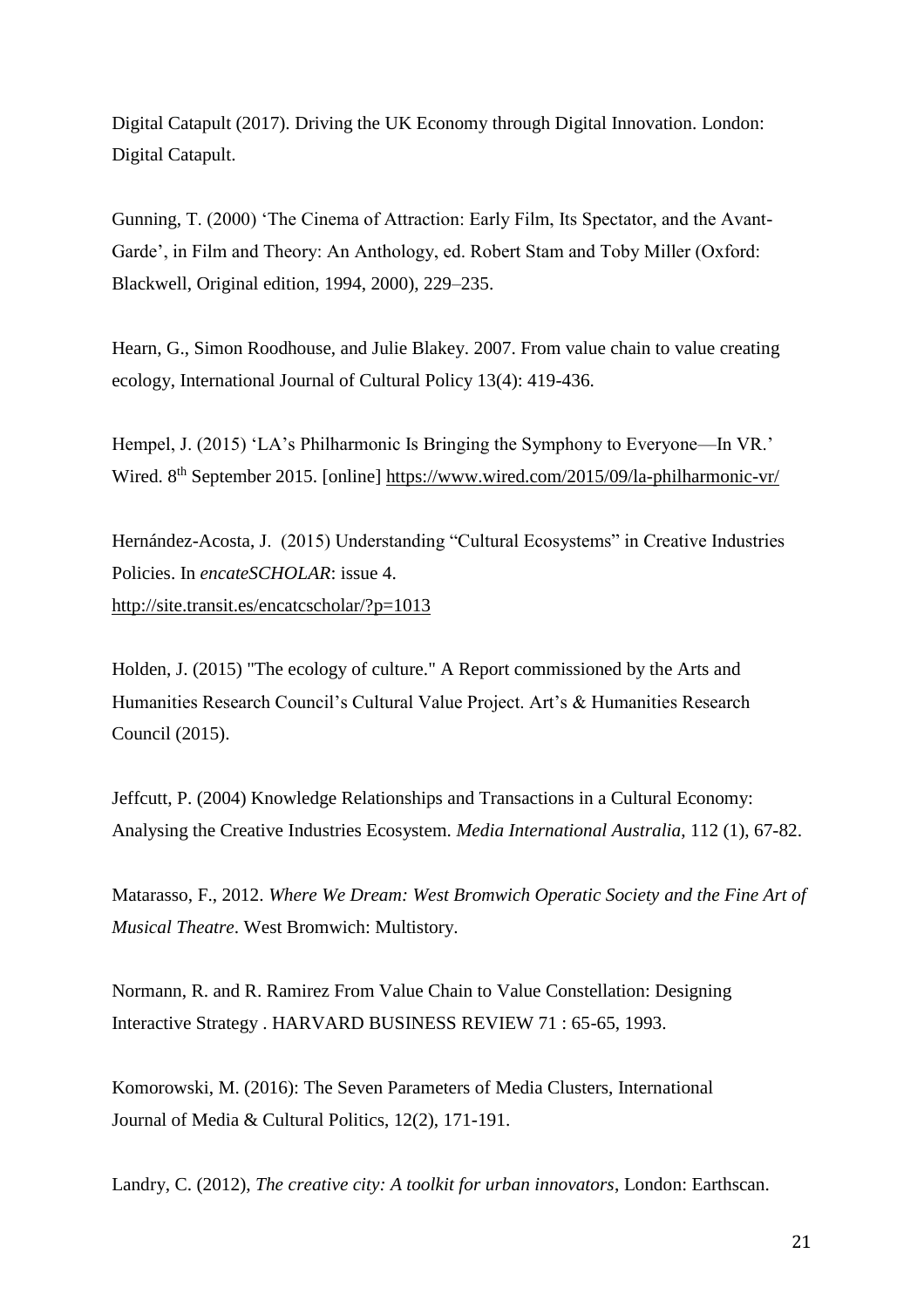Digital Catapult (2017). Driving the UK Economy through Digital Innovation. London: Digital Catapult.

Gunning, T. (2000) 'The Cinema of Attraction: Early Film, Its Spectator, and the Avant-Garde', in Film and Theory: An Anthology, ed. Robert Stam and Toby Miller (Oxford: Blackwell, Original edition, 1994, 2000), 229–235.

Hearn, G., Simon Roodhouse, and Julie Blakey. 2007. From value chain to value creating ecology, International Journal of Cultural Policy 13(4): 419-436.

Hempel, J. (2015) 'LA's Philharmonic Is Bringing the Symphony to Everyone—In VR.' Wired. 8th September 2015. [online] https://www.wired.com/2015/09/la-philharmonic-vr/

Hernández-Acosta, J. (2015) Understanding "Cultural Ecosystems" in Creative Industries Policies. In *encateSCHOLAR*: issue 4. http://site.transit.es/encatcscholar/?p=1013

Holden, J. (2015) "The ecology of culture." A Report commissioned by the Arts and Humanities Research Council's Cultural Value Project. Art's & Humanities Research Council (2015).

Jeffcutt, P. (2004) Knowledge Relationships and Transactions in a Cultural Economy: Analysing the Creative Industries Ecosystem. *Media International Australia*, 112 (1), 67-82.

Matarasso, F., 2012. *Where We Dream: West Bromwich Operatic Society and the Fine Art of Musical Theatre*. West Bromwich: Multistory.

Normann, R. and R. Ramirez From Value Chain to Value Constellation: Designing Interactive Strategy . HARVARD BUSINESS REVIEW 71 : 65-65, 1993.

Komorowski, M. (2016): The Seven Parameters of Media Clusters, International Journal of Media & Cultural Politics, 12(2), 171-191.

Landry, C. (2012), *The creative city: A toolkit for urban innovators*, London: Earthscan.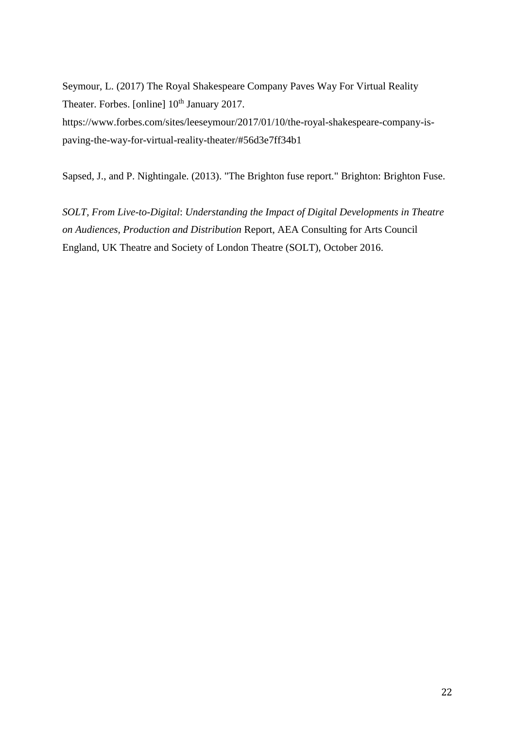Seymour, L. (2017) The Royal Shakespeare Company Paves Way For Virtual Reality Theater. Forbes. [online] 10th January 2017. https://www.forbes.com/sites/leeseymour/2017/01/10/the-royal-shakespeare-company-is-paving-the-way-for-virtual-reality-theater/#56d3e7ff34b1

Sapsed, J., and P. Nightingale. (2013). "The Brighton fuse report." Brighton: Brighton Fuse.

*SOLT, From Live-to-Digital*: *Understanding the Impact of Digital Developments in Theatre on Audiences, Production and Distribution* Report, AEA Consulting for Arts Council England, UK Theatre and Society of London Theatre (SOLT), October 2016.